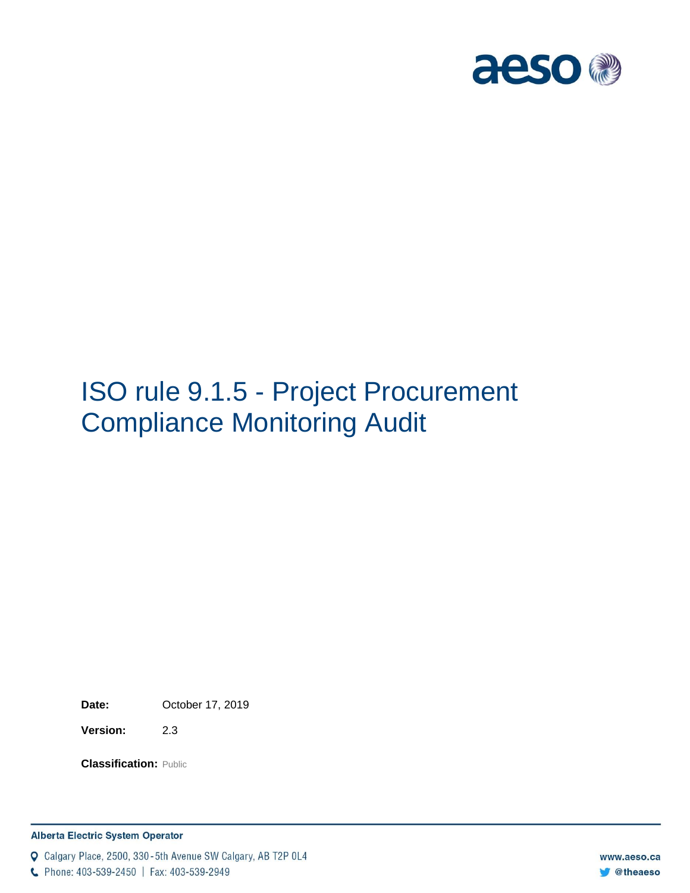# ISO rule 9.1.5 - Project Procurement Compliance Monitoring Audit

**Date:** October 17, 2019

**Version:** 2.3

**Classification:** Public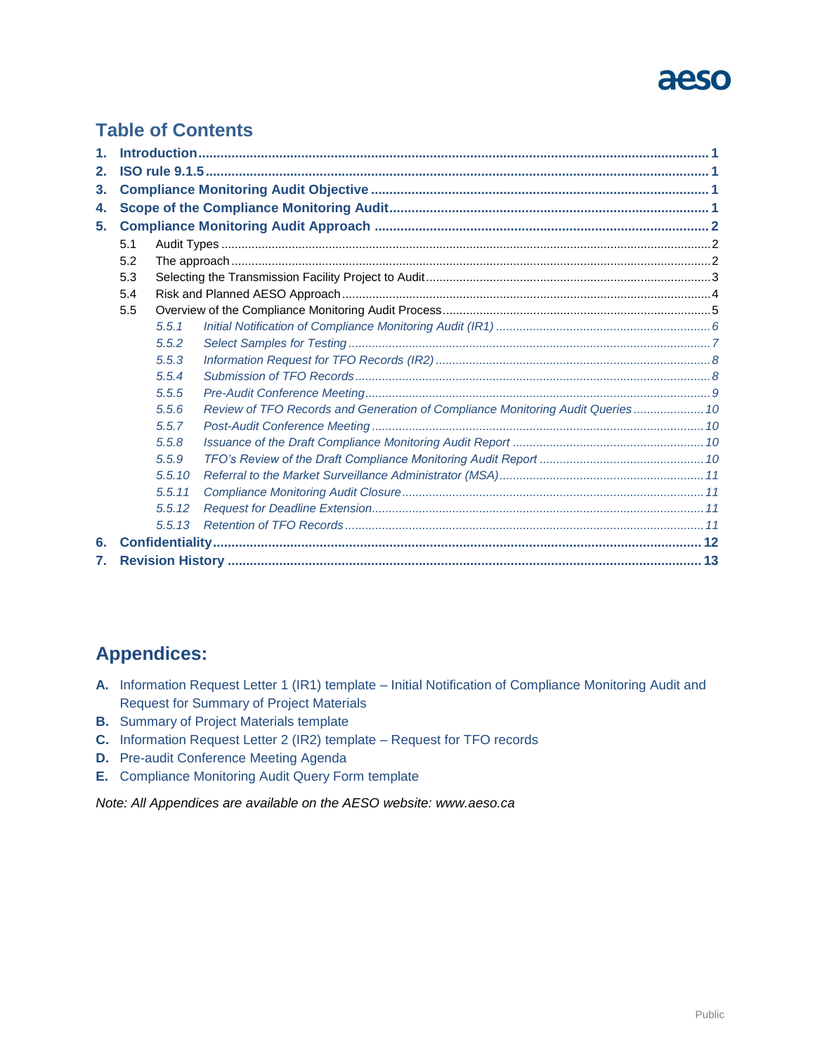# Table of Contents

1. **Introduction** ........ 1
2. **ISO rule 9.1.5** ........ 1
3. **Compliance Monitoring Audit Objective** ........ 1
4. **Scope of the Compliance Monitoring Audit** ........ 1
5. **Compliance Monitoring Audit Approach** ........ 2
   - 5.1 Audit Types ........ 2
   - 5.2 The approach ........ 2
   - 5.3 Selecting the Transmission Facility Project to Audit ........ 3
   - 5.4 Risk and Planned AESO Approach ........ 4
   - 5.5 Overview of the Compliance Monitoring Audit Process ........ 5
     - *5.5.1 Initial Notification of Compliance Monitoring Audit (IR1) ........ 6*
     - *5.5.2 Select Samples for Testing ........ 7*
     - *5.5.3 Information Request for TFO Records (IR2) ........ 8*
     - *5.5.4 Submission of TFO Records ........ 8*
     - *5.5.5 Pre-Audit Conference Meeting ........ 9*
     - *5.5.6 Review of TFO Records and Generation of Compliance Monitoring Audit Queries ........ 10*
     - *5.5.7 Post-Audit Conference Meeting ........ 10*
     - *5.5.8 Issuance of the Draft Compliance Monitoring Audit Report ........ 10*
     - *5.5.9 TFO's Review of the Draft Compliance Monitoring Audit Report ........ 10*
     - *5.5.10 Referral to the Market Surveillance Administrator (MSA) ........ 11*
     - *5.5.11 Compliance Monitoring Audit Closure ........ 11*
     - *5.5.12 Request for Deadline Extension ........ 11*
     - *5.5.13 Retention of TFO Records ........ 11*
6. **Confidentiality** ........ 12
7. **Revision History** ........ 13

## Appendices:

- **A.** Information Request Letter 1 (IR1) template – Initial Notification of Compliance Monitoring Audit and Request for Summary of Project Materials
- **B.** Summary of Project Materials template
- **C.** Information Request Letter 2 (IR2) template – Request for TFO records
- **D.** Pre-audit Conference Meeting Agenda
- **E.** Compliance Monitoring Audit Query Form template

*Note: All Appendices are available on the AESO website: www.aeso.ca*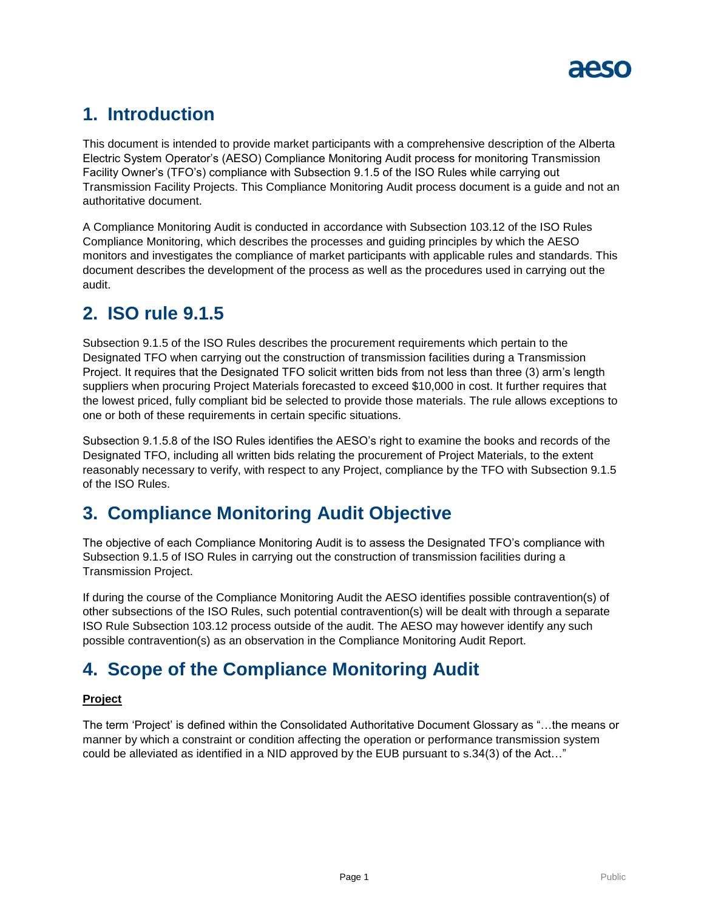## 1. Introduction

This document is intended to provide market participants with a comprehensive description of the Alberta Electric System Operator's (AESO) Compliance Monitoring Audit process for monitoring Transmission Facility Owner's (TFO's) compliance with Subsection 9.1.5 of the ISO Rules while carrying out Transmission Facility Projects. This Compliance Monitoring Audit process document is a guide and not an authoritative document.

A Compliance Monitoring Audit is conducted in accordance with Subsection 103.12 of the ISO Rules Compliance Monitoring, which describes the processes and guiding principles by which the AESO monitors and investigates the compliance of market participants with applicable rules and standards. This document describes the development of the process as well as the procedures used in carrying out the audit.

## 2. ISO rule 9.1.5

Subsection 9.1.5 of the ISO Rules describes the procurement requirements which pertain to the Designated TFO when carrying out the construction of transmission facilities during a Transmission Project. It requires that the Designated TFO solicit written bids from not less than three (3) arm's length suppliers when procuring Project Materials forecasted to exceed $10,000 in cost. It further requires that the lowest priced, fully compliant bid be selected to provide those materials. The rule allows exceptions to one or both of these requirements in certain specific situations.

Subsection 9.1.5.8 of the ISO Rules identifies the AESO's right to examine the books and records of the Designated TFO, including all written bids relating the procurement of Project Materials, to the extent reasonably necessary to verify, with respect to any Project, compliance by the TFO with Subsection 9.1.5 of the ISO Rules.

## 3. Compliance Monitoring Audit Objective

The objective of each Compliance Monitoring Audit is to assess the Designated TFO's compliance with Subsection 9.1.5 of ISO Rules in carrying out the construction of transmission facilities during a Transmission Project.

If during the course of the Compliance Monitoring Audit the AESO identifies possible contravention(s) of other subsections of the ISO Rules, such potential contravention(s) will be dealt with through a separate ISO Rule Subsection 103.12 process outside of the audit. The AESO may however identify any such possible contravention(s) as an observation in the Compliance Monitoring Audit Report.

## 4. Scope of the Compliance Monitoring Audit

**Project**

The term 'Project' is defined within the Consolidated Authoritative Document Glossary as "…the means or manner by which a constraint or condition affecting the operation or performance transmission system could be alleviated as identified in a NID approved by the EUB pursuant to s.34(3) of the Act…"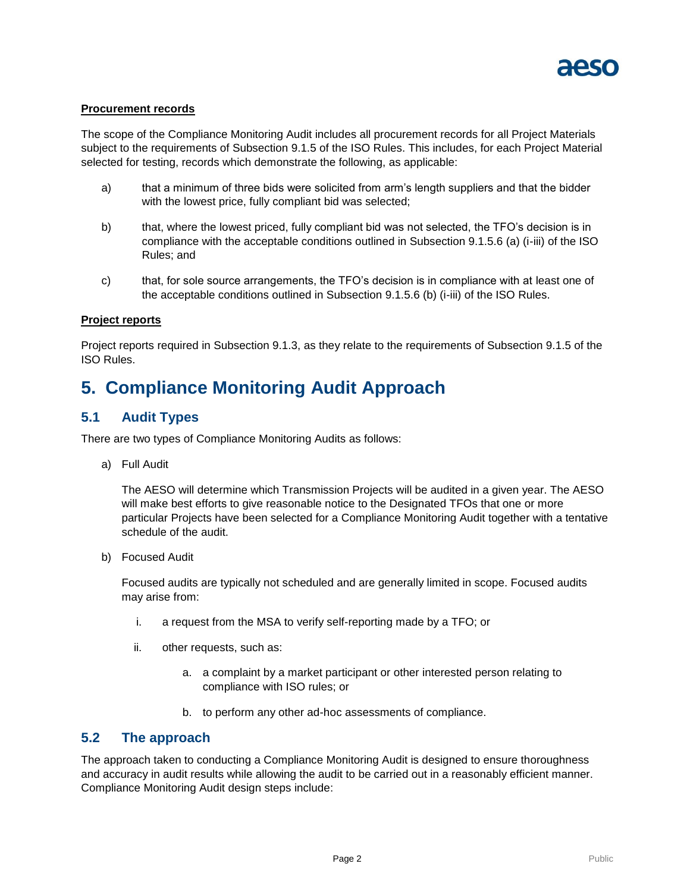**Procurement records**

The scope of the Compliance Monitoring Audit includes all procurement records for all Project Materials subject to the requirements of Subsection 9.1.5 of the ISO Rules. This includes, for each Project Material selected for testing, records which demonstrate the following, as applicable:

a) that a minimum of three bids were solicited from arm's length suppliers and that the bidder with the lowest price, fully compliant bid was selected;

b) that, where the lowest priced, fully compliant bid was not selected, the TFO's decision is in compliance with the acceptable conditions outlined in Subsection 9.1.5.6 (a) (i-iii) of the ISO Rules; and

c) that, for sole source arrangements, the TFO's decision is in compliance with at least one of the acceptable conditions outlined in Subsection 9.1.5.6 (b) (i-iii) of the ISO Rules.

**Project reports**

Project reports required in Subsection 9.1.3, as they relate to the requirements of Subsection 9.1.5 of the ISO Rules.

# 5. Compliance Monitoring Audit Approach

## 5.1 Audit Types

There are two types of Compliance Monitoring Audits as follows:

a) Full Audit

   The AESO will determine which Transmission Projects will be audited in a given year. The AESO will make best efforts to give reasonable notice to the Designated TFOs that one or more particular Projects have been selected for a Compliance Monitoring Audit together with a tentative schedule of the audit.

b) Focused Audit

   Focused audits are typically not scheduled and are generally limited in scope. Focused audits may arise from:

   i. a request from the MSA to verify self-reporting made by a TFO; or

   ii. other requests, such as:

      a. a complaint by a market participant or other interested person relating to compliance with ISO rules; or

      b. to perform any other ad-hoc assessments of compliance.

## 5.2 The approach

The approach taken to conducting a Compliance Monitoring Audit is designed to ensure thoroughness and accuracy in audit results while allowing the audit to be carried out in a reasonably efficient manner. Compliance Monitoring Audit design steps include: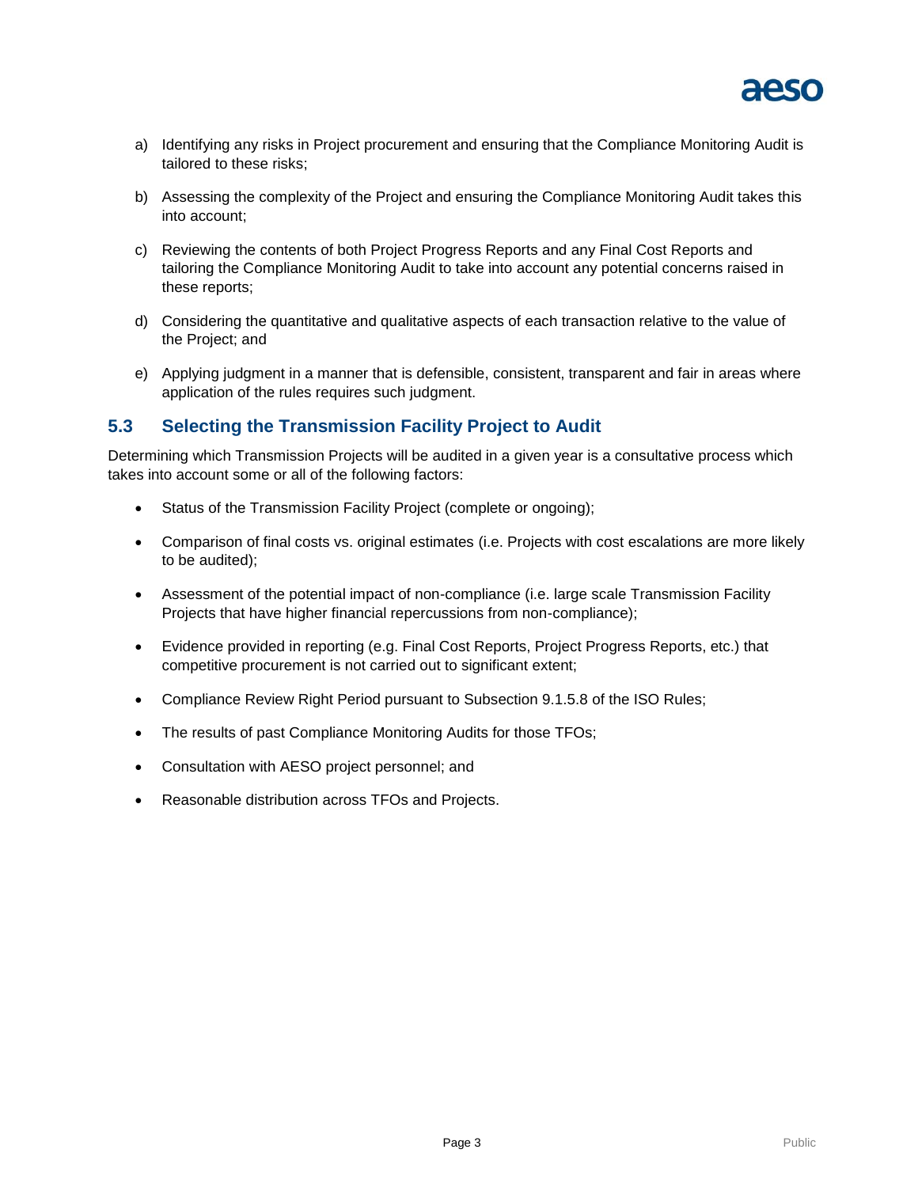a) Identifying any risks in Project procurement and ensuring that the Compliance Monitoring Audit is tailored to these risks;

b) Assessing the complexity of the Project and ensuring the Compliance Monitoring Audit takes this into account;

c) Reviewing the contents of both Project Progress Reports and any Final Cost Reports and tailoring the Compliance Monitoring Audit to take into account any potential concerns raised in these reports;

d) Considering the quantitative and qualitative aspects of each transaction relative to the value of the Project; and

e) Applying judgment in a manner that is defensible, consistent, transparent and fair in areas where application of the rules requires such judgment.

## 5.3 Selecting the Transmission Facility Project to Audit

Determining which Transmission Projects will be audited in a given year is a consultative process which takes into account some or all of the following factors:

- Status of the Transmission Facility Project (complete or ongoing);
- Comparison of final costs vs. original estimates (i.e. Projects with cost escalations are more likely to be audited);
- Assessment of the potential impact of non-compliance (i.e. large scale Transmission Facility Projects that have higher financial repercussions from non-compliance);
- Evidence provided in reporting (e.g. Final Cost Reports, Project Progress Reports, etc.) that competitive procurement is not carried out to significant extent;
- Compliance Review Right Period pursuant to Subsection 9.1.5.8 of the ISO Rules;
- The results of past Compliance Monitoring Audits for those TFOs;
- Consultation with AESO project personnel; and
- Reasonable distribution across TFOs and Projects.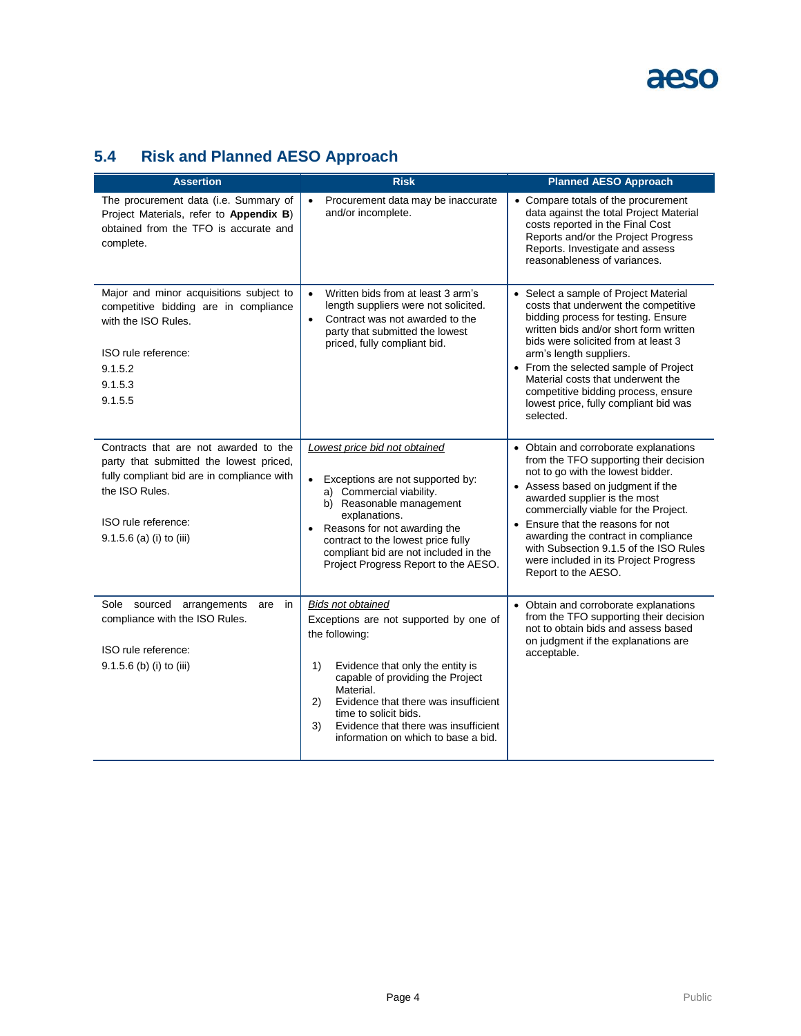## 5.4 Risk and Planned AESO Approach

| Assertion | Risk | Planned AESO Approach |
|---|---|---|
| The procurement data (i.e. Summary of Project Materials, refer to **Appendix B**) obtained from the TFO is accurate and complete. | • Procurement data may be inaccurate and/or incomplete. | • Compare totals of the procurement data against the total Project Material costs reported in the Final Cost Reports and/or the Project Progress Reports. Investigate and assess reasonableness of variances. |
| Major and minor acquisitions subject to competitive bidding are in compliance with the ISO Rules.<br><br>ISO rule reference:<br>9.1.5.2<br>9.1.5.3<br>9.1.5.5 | • Written bids from at least 3 arm's length suppliers were not solicited.<br>• Contract was not awarded to the party that submitted the lowest priced, fully compliant bid. | • Select a sample of Project Material costs that underwent the competitive bidding process for testing. Ensure written bids and/or short form written bids were solicited from at least 3 arm's length suppliers.<br>• From the selected sample of Project Material costs that underwent the competitive bidding process, ensure lowest price, fully compliant bid was selected. |
| Contracts that are not awarded to the party that submitted the lowest priced, fully compliant bid are in compliance with the ISO Rules.<br><br>ISO rule reference:<br>9.1.5.6 (a) (i) to (iii) | <u>Lowest price bid not obtained</u><br><br>• Exceptions are not supported by:<br>a) Commercial viability.<br>b) Reasonable management explanations.<br>• Reasons for not awarding the contract to the lowest price fully compliant bid are not included in the Project Progress Report to the AESO. | • Obtain and corroborate explanations from the TFO supporting their decision not to go with the lowest bidder.<br>• Assess based on judgment if the awarded supplier is the most commercially viable for the Project.<br>• Ensure that the reasons for not awarding the contract in compliance with Subsection 9.1.5 of the ISO Rules were included in its Project Progress Report to the AESO. |
| Sole sourced arrangements are in compliance with the ISO Rules.<br><br>ISO rule reference:<br>9.1.5.6 (b) (i) to (iii) | <u>Bids not obtained</u><br>Exceptions are not supported by one of the following:<br><br>1) Evidence that only the entity is capable of providing the Project Material.<br>2) Evidence that there was insufficient time to solicit bids.<br>3) Evidence that there was insufficient information on which to base a bid. | • Obtain and corroborate explanations from the TFO supporting their decision not to obtain bids and assess based on judgment if the explanations are acceptable. |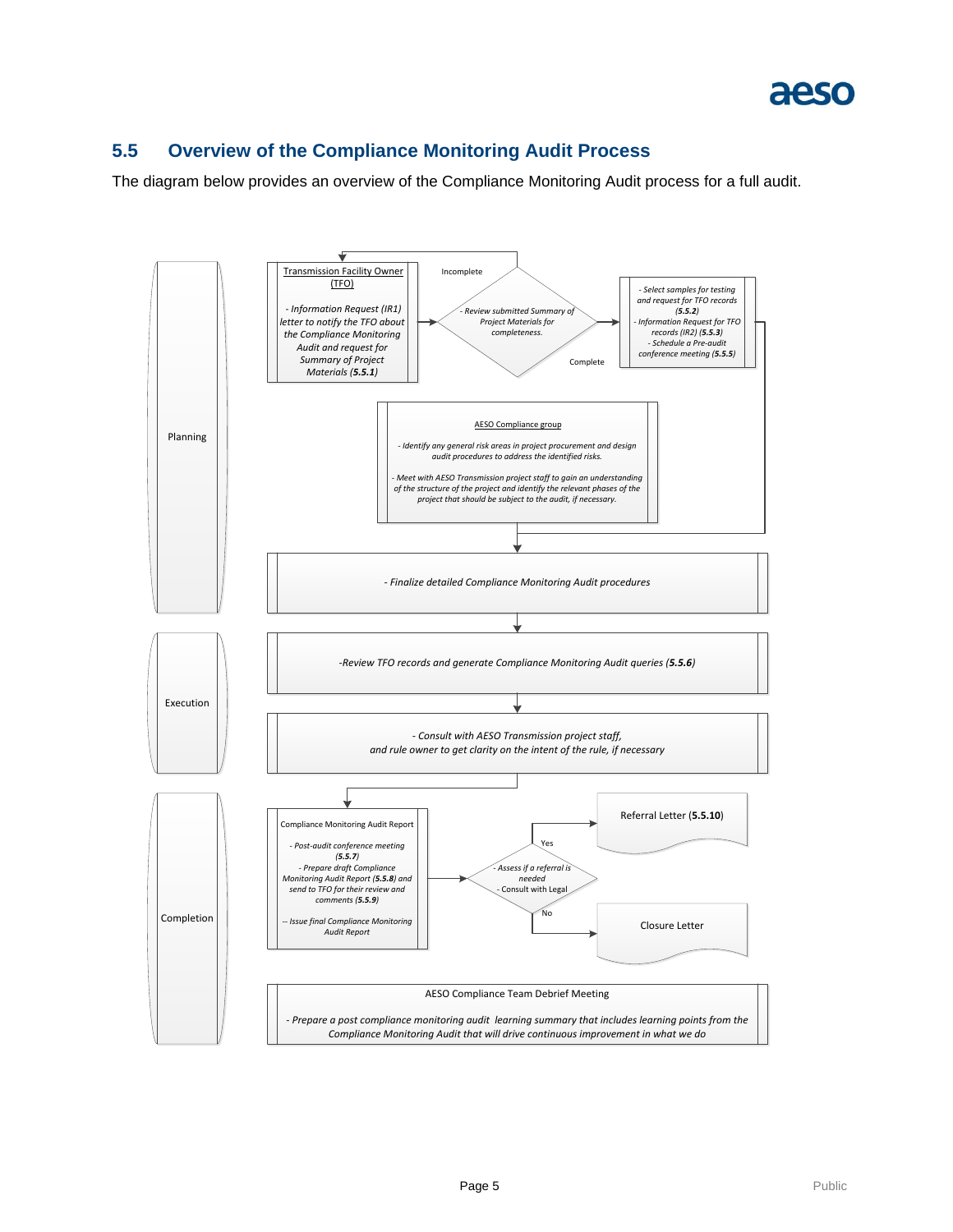## 5.5 Overview of the Compliance Monitoring Audit Process

The diagram below provides an overview of the Compliance Monitoring Audit process for a full audit.

**Planning**

Transmission Facility Owner (TFO)

*- Information Request (IR1) letter to notify the TFO about the Compliance Monitoring Audit and request for Summary of Project Materials (**5.5.1**)*

*- Review submitted Summary of Project Materials for completeness.* (Incomplete → back to TFO; Complete → next step)

*- Select samples for testing and request for TFO records (**5.5.2**)*
*- Information Request for TFO records (IR2) (**5.5.3**)*
*- Schedule a Pre-audit conference meeting (**5.5.5**)*

AESO Compliance group

*- Identify any general risk areas in project procurement and design audit procedures to address the identified risks.*

*- Meet with AESO Transmission project staff to gain an understanding of the structure of the project and identify the relevant phases of the project that should be subject to the audit, if necessary.*

*- Finalize detailed Compliance Monitoring Audit procedures*

**Execution**

*-Review TFO records and generate Compliance Monitoring Audit queries (**5.5.6**)*

*- Consult with AESO Transmission project staff, and rule owner to get clarity on the intent of the rule, if necessary*

**Completion**

Compliance Monitoring Audit Report

*- Post-audit conference meeting (**5.5.7**)*
*- Prepare draft Compliance Monitoring Audit Report (**5.5.8**) and send to TFO for their review and comments (**5.5.9**)*
*-- Issue final Compliance Monitoring Audit Report*

*- Assess if a referral is needed*
*- Consult with Legal*

- Yes → Referral Letter (**5.5.10**)
- No → Closure Letter

AESO Compliance Team Debrief Meeting

*- Prepare a post compliance monitoring audit learning summary that includes learning points from the Compliance Monitoring Audit that will drive continuous improvement in what we do*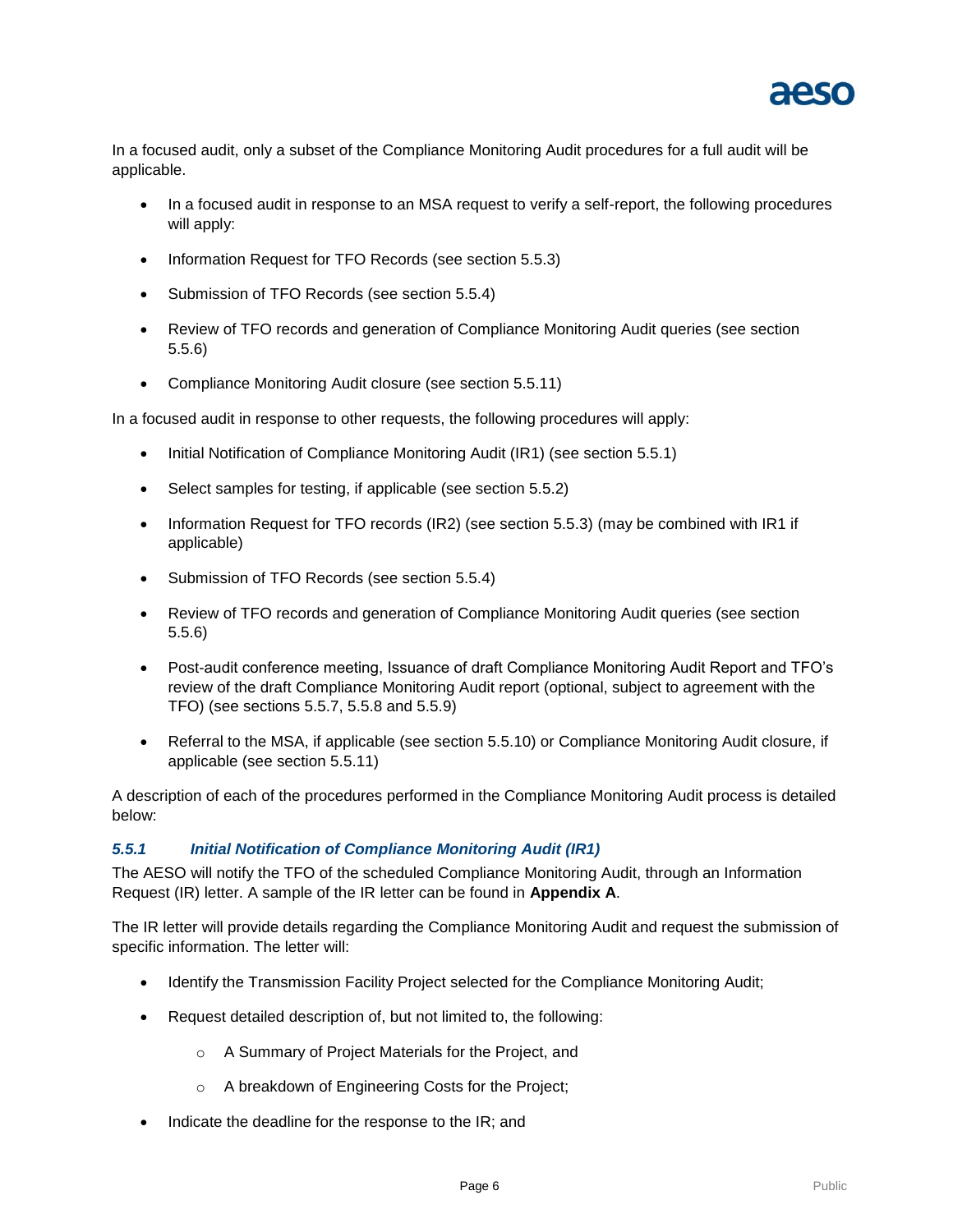In a focused audit, only a subset of the Compliance Monitoring Audit procedures for a full audit will be applicable.

- In a focused audit in response to an MSA request to verify a self-report, the following procedures will apply:
- Information Request for TFO Records (see section 5.5.3)
- Submission of TFO Records (see section 5.5.4)
- Review of TFO records and generation of Compliance Monitoring Audit queries (see section 5.5.6)
- Compliance Monitoring Audit closure (see section 5.5.11)

In a focused audit in response to other requests, the following procedures will apply:

- Initial Notification of Compliance Monitoring Audit (IR1) (see section 5.5.1)
- Select samples for testing, if applicable (see section 5.5.2)
- Information Request for TFO records (IR2) (see section 5.5.3) (may be combined with IR1 if applicable)
- Submission of TFO Records (see section 5.5.4)
- Review of TFO records and generation of Compliance Monitoring Audit queries (see section 5.5.6)
- Post-audit conference meeting, Issuance of draft Compliance Monitoring Audit Report and TFO's review of the draft Compliance Monitoring Audit report (optional, subject to agreement with the TFO) (see sections 5.5.7, 5.5.8 and 5.5.9)
- Referral to the MSA, if applicable (see section 5.5.10) or Compliance Monitoring Audit closure, if applicable (see section 5.5.11)

A description of each of the procedures performed in the Compliance Monitoring Audit process is detailed below:

### *5.5.1 Initial Notification of Compliance Monitoring Audit (IR1)*

The AESO will notify the TFO of the scheduled Compliance Monitoring Audit, through an Information Request (IR) letter. A sample of the IR letter can be found in **Appendix A**.

The IR letter will provide details regarding the Compliance Monitoring Audit and request the submission of specific information. The letter will:

- Identify the Transmission Facility Project selected for the Compliance Monitoring Audit;
- Request detailed description of, but not limited to, the following:
  - A Summary of Project Materials for the Project, and
  - A breakdown of Engineering Costs for the Project;
- Indicate the deadline for the response to the IR; and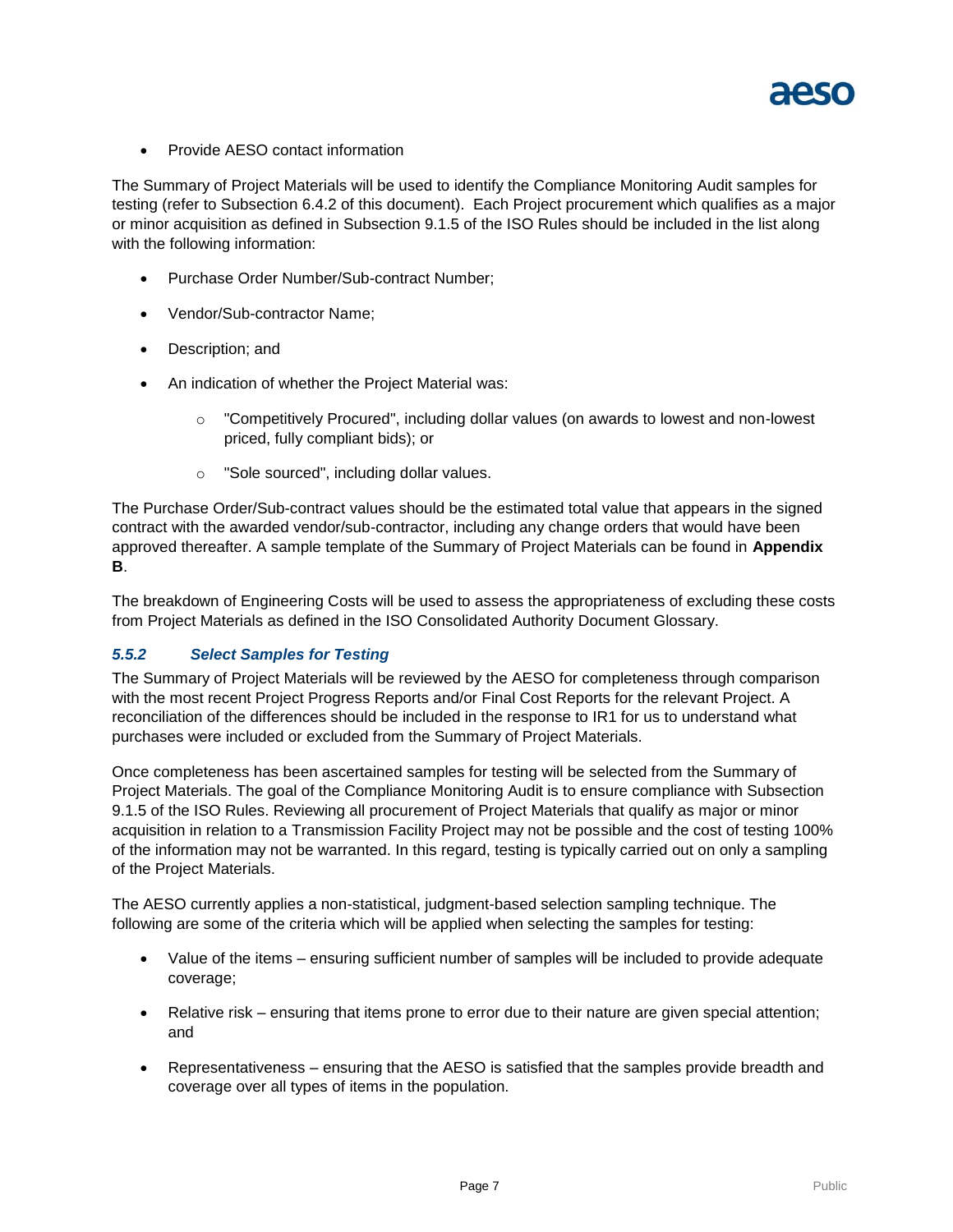- Provide AESO contact information

The Summary of Project Materials will be used to identify the Compliance Monitoring Audit samples for testing (refer to Subsection 6.4.2 of this document). Each Project procurement which qualifies as a major or minor acquisition as defined in Subsection 9.1.5 of the ISO Rules should be included in the list along with the following information:

- Purchase Order Number/Sub-contract Number;
- Vendor/Sub-contractor Name;
- Description; and
- An indication of whether the Project Material was:
  - "Competitively Procured", including dollar values (on awards to lowest and non-lowest priced, fully compliant bids); or
  - "Sole sourced", including dollar values.

The Purchase Order/Sub-contract values should be the estimated total value that appears in the signed contract with the awarded vendor/sub-contractor, including any change orders that would have been approved thereafter. A sample template of the Summary of Project Materials can be found in **Appendix B**.

The breakdown of Engineering Costs will be used to assess the appropriateness of excluding these costs from Project Materials as defined in the ISO Consolidated Authority Document Glossary.

### *5.5.2 Select Samples for Testing*

The Summary of Project Materials will be reviewed by the AESO for completeness through comparison with the most recent Project Progress Reports and/or Final Cost Reports for the relevant Project. A reconciliation of the differences should be included in the response to IR1 for us to understand what purchases were included or excluded from the Summary of Project Materials.

Once completeness has been ascertained samples for testing will be selected from the Summary of Project Materials. The goal of the Compliance Monitoring Audit is to ensure compliance with Subsection 9.1.5 of the ISO Rules. Reviewing all procurement of Project Materials that qualify as major or minor acquisition in relation to a Transmission Facility Project may not be possible and the cost of testing 100% of the information may not be warranted. In this regard, testing is typically carried out on only a sampling of the Project Materials.

The AESO currently applies a non-statistical, judgment-based selection sampling technique. The following are some of the criteria which will be applied when selecting the samples for testing:

- Value of the items – ensuring sufficient number of samples will be included to provide adequate coverage;
- Relative risk – ensuring that items prone to error due to their nature are given special attention; and
- Representativeness – ensuring that the AESO is satisfied that the samples provide breadth and coverage over all types of items in the population.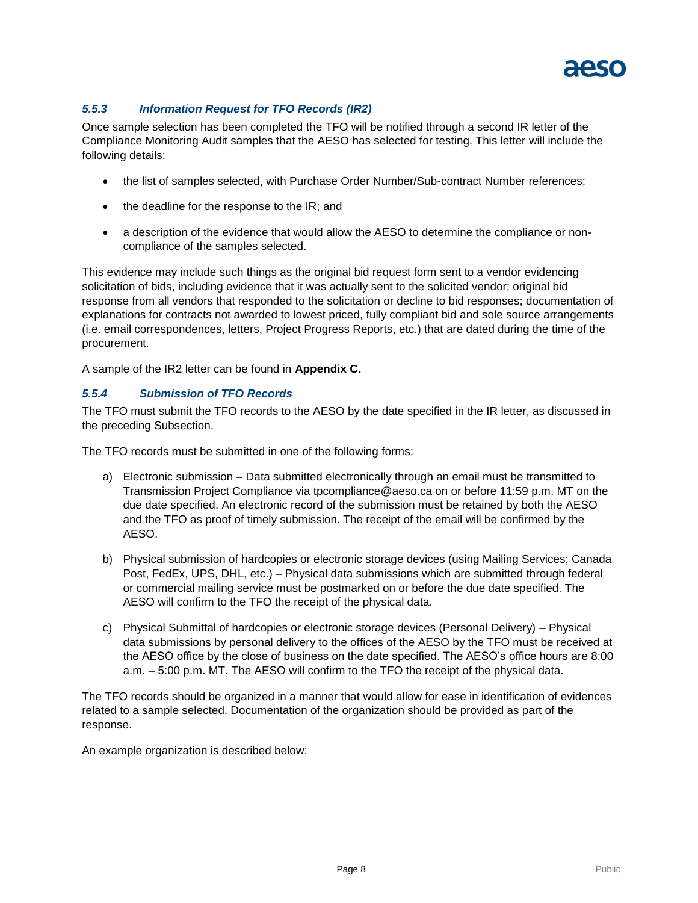### *5.5.3 Information Request for TFO Records (IR2)*

Once sample selection has been completed the TFO will be notified through a second IR letter of the Compliance Monitoring Audit samples that the AESO has selected for testing. This letter will include the following details:

- the list of samples selected, with Purchase Order Number/Sub-contract Number references;
- the deadline for the response to the IR; and
- a description of the evidence that would allow the AESO to determine the compliance or non-compliance of the samples selected.

This evidence may include such things as the original bid request form sent to a vendor evidencing solicitation of bids, including evidence that it was actually sent to the solicited vendor; original bid response from all vendors that responded to the solicitation or decline to bid responses; documentation of explanations for contracts not awarded to lowest priced, fully compliant bid and sole source arrangements (i.e. email correspondences, letters, Project Progress Reports, etc.) that are dated during the time of the procurement.

A sample of the IR2 letter can be found in **Appendix C.**

### *5.5.4 Submission of TFO Records*

The TFO must submit the TFO records to the AESO by the date specified in the IR letter, as discussed in the preceding Subsection.

The TFO records must be submitted in one of the following forms:

a) Electronic submission – Data submitted electronically through an email must be transmitted to Transmission Project Compliance via tpcompliance@aeso.ca on or before 11:59 p.m. MT on the due date specified. An electronic record of the submission must be retained by both the AESO and the TFO as proof of timely submission. The receipt of the email will be confirmed by the AESO.

b) Physical submission of hardcopies or electronic storage devices (using Mailing Services; Canada Post, FedEx, UPS, DHL, etc.) – Physical data submissions which are submitted through federal or commercial mailing service must be postmarked on or before the due date specified. The AESO will confirm to the TFO the receipt of the physical data.

c) Physical Submittal of hardcopies or electronic storage devices (Personal Delivery) – Physical data submissions by personal delivery to the offices of the AESO by the TFO must be received at the AESO office by the close of business on the date specified. The AESO's office hours are 8:00 a.m. – 5:00 p.m. MT. The AESO will confirm to the TFO the receipt of the physical data.

The TFO records should be organized in a manner that would allow for ease in identification of evidences related to a sample selected. Documentation of the organization should be provided as part of the response.

An example organization is described below: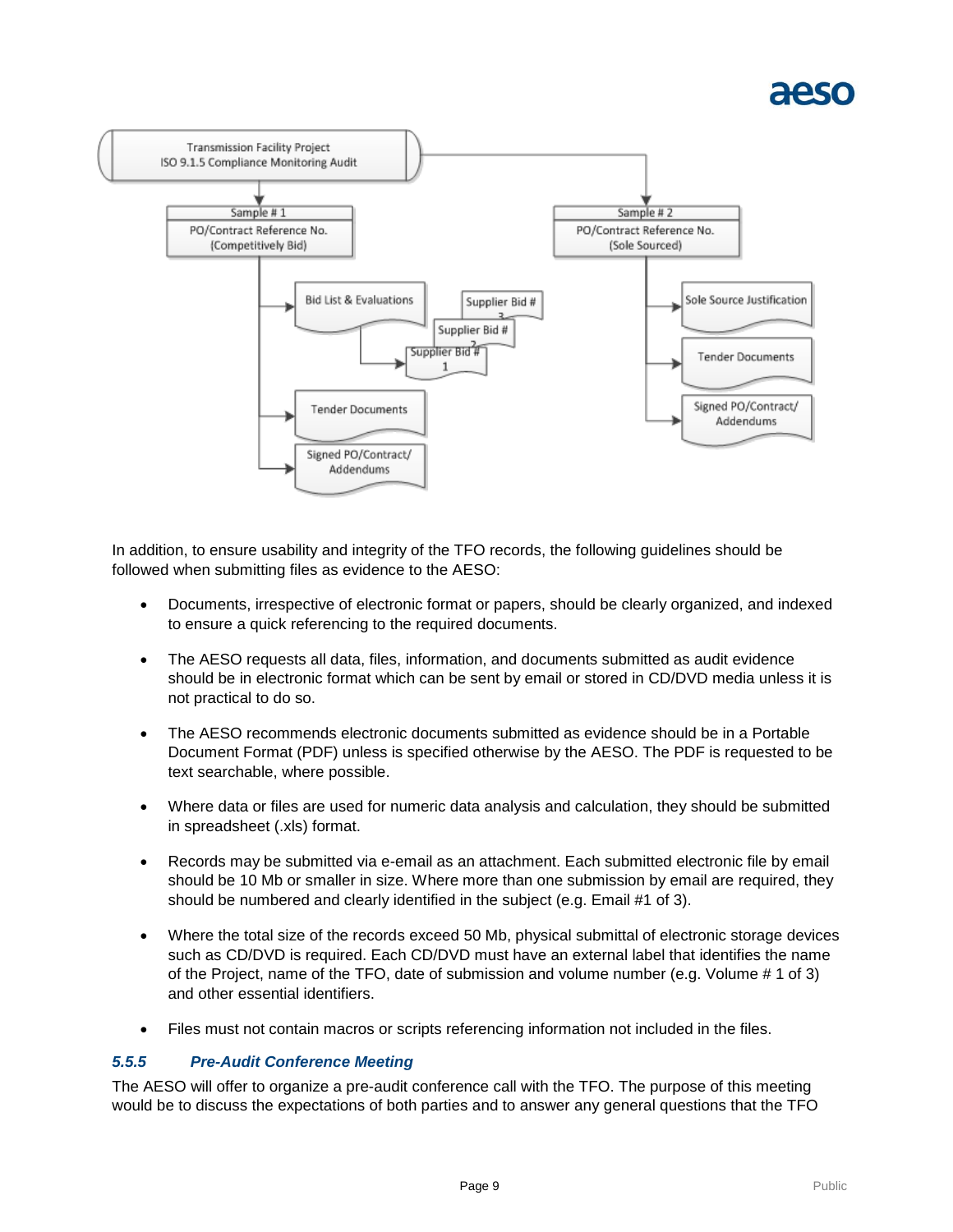- Transmission Facility Project ISO 9.1.5 Compliance Monitoring Audit
  - Sample # 1 – PO/Contract Reference No. (Competitively Bid)
    - Bid List & Evaluations
      - Supplier Bid # 1
      - Supplier Bid # 2
      - Supplier Bid # 3
    - Tender Documents
    - Signed PO/Contract/ Addendums
  - Sample # 2 – PO/Contract Reference No. (Sole Sourced)
    - Sole Source Justification
    - Tender Documents
    - Signed PO/Contract/ Addendums

In addition, to ensure usability and integrity of the TFO records, the following guidelines should be followed when submitting files as evidence to the AESO:

- Documents, irrespective of electronic format or papers, should be clearly organized, and indexed to ensure a quick referencing to the required documents.
- The AESO requests all data, files, information, and documents submitted as audit evidence should be in electronic format which can be sent by email or stored in CD/DVD media unless it is not practical to do so.
- The AESO recommends electronic documents submitted as evidence should be in a Portable Document Format (PDF) unless is specified otherwise by the AESO. The PDF is requested to be text searchable, where possible.
- Where data or files are used for numeric data analysis and calculation, they should be submitted in spreadsheet (.xls) format.
- Records may be submitted via e-email as an attachment. Each submitted electronic file by email should be 10 Mb or smaller in size. Where more than one submission by email are required, they should be numbered and clearly identified in the subject (e.g. Email #1 of 3).
- Where the total size of the records exceed 50 Mb, physical submittal of electronic storage devices such as CD/DVD is required. Each CD/DVD must have an external label that identifies the name of the Project, name of the TFO, date of submission and volume number (e.g. Volume # 1 of 3) and other essential identifiers.
- Files must not contain macros or scripts referencing information not included in the files.

### *5.5.5 Pre-Audit Conference Meeting*

The AESO will offer to organize a pre-audit conference call with the TFO. The purpose of this meeting would be to discuss the expectations of both parties and to answer any general questions that the TFO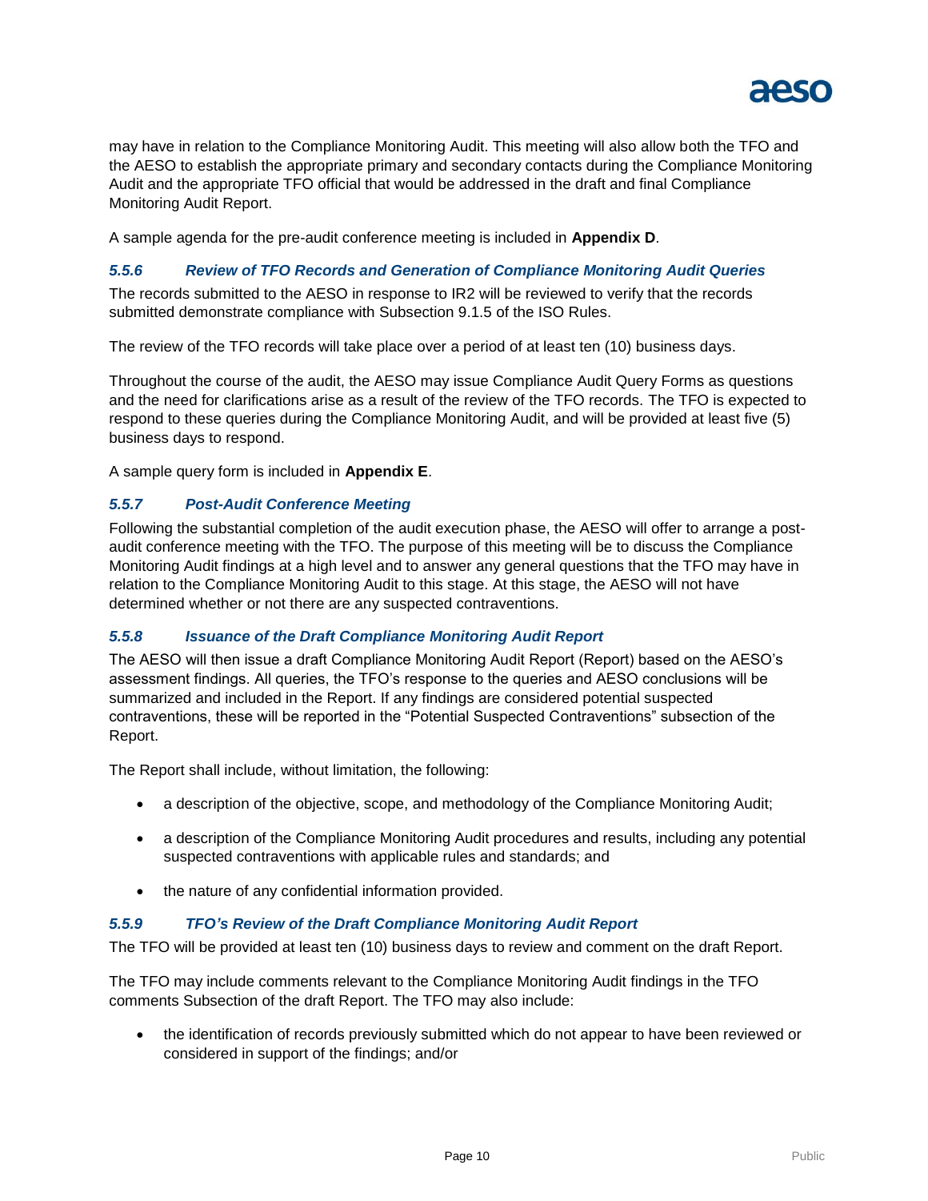may have in relation to the Compliance Monitoring Audit. This meeting will also allow both the TFO and the AESO to establish the appropriate primary and secondary contacts during the Compliance Monitoring Audit and the appropriate TFO official that would be addressed in the draft and final Compliance Monitoring Audit Report.

A sample agenda for the pre-audit conference meeting is included in **Appendix D**.

#### *5.5.6 Review of TFO Records and Generation of Compliance Monitoring Audit Queries*

The records submitted to the AESO in response to IR2 will be reviewed to verify that the records submitted demonstrate compliance with Subsection 9.1.5 of the ISO Rules.

The review of the TFO records will take place over a period of at least ten (10) business days.

Throughout the course of the audit, the AESO may issue Compliance Audit Query Forms as questions and the need for clarifications arise as a result of the review of the TFO records. The TFO is expected to respond to these queries during the Compliance Monitoring Audit, and will be provided at least five (5) business days to respond.

A sample query form is included in **Appendix E**.

#### *5.5.7 Post-Audit Conference Meeting*

Following the substantial completion of the audit execution phase, the AESO will offer to arrange a post-audit conference meeting with the TFO. The purpose of this meeting will be to discuss the Compliance Monitoring Audit findings at a high level and to answer any general questions that the TFO may have in relation to the Compliance Monitoring Audit to this stage. At this stage, the AESO will not have determined whether or not there are any suspected contraventions.

#### *5.5.8 Issuance of the Draft Compliance Monitoring Audit Report*

The AESO will then issue a draft Compliance Monitoring Audit Report (Report) based on the AESO's assessment findings. All queries, the TFO's response to the queries and AESO conclusions will be summarized and included in the Report. If any findings are considered potential suspected contraventions, these will be reported in the "Potential Suspected Contraventions" subsection of the Report.

The Report shall include, without limitation, the following:

- a description of the objective, scope, and methodology of the Compliance Monitoring Audit;
- a description of the Compliance Monitoring Audit procedures and results, including any potential suspected contraventions with applicable rules and standards; and
- the nature of any confidential information provided.

#### *5.5.9 TFO's Review of the Draft Compliance Monitoring Audit Report*

The TFO will be provided at least ten (10) business days to review and comment on the draft Report.

The TFO may include comments relevant to the Compliance Monitoring Audit findings in the TFO comments Subsection of the draft Report. The TFO may also include:

- the identification of records previously submitted which do not appear to have been reviewed or considered in support of the findings; and/or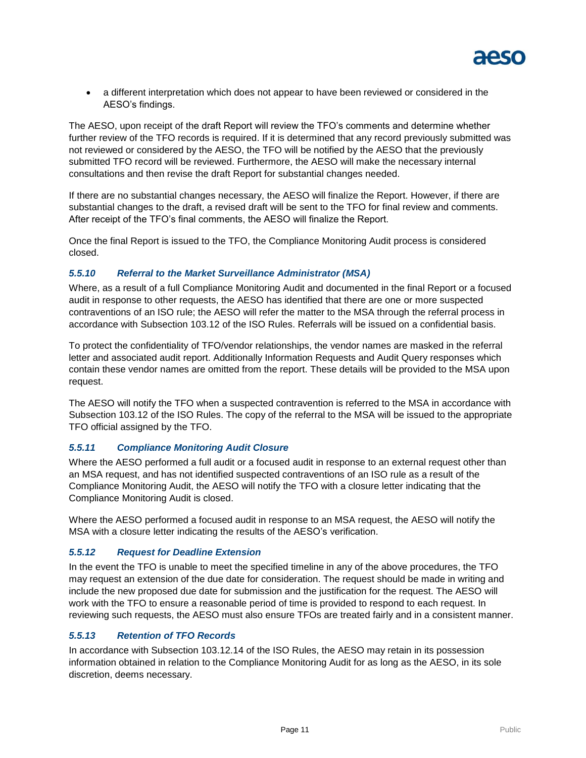- a different interpretation which does not appear to have been reviewed or considered in the AESO's findings.

The AESO, upon receipt of the draft Report will review the TFO's comments and determine whether further review of the TFO records is required. If it is determined that any record previously submitted was not reviewed or considered by the AESO, the TFO will be notified by the AESO that the previously submitted TFO record will be reviewed. Furthermore, the AESO will make the necessary internal consultations and then revise the draft Report for substantial changes needed.

If there are no substantial changes necessary, the AESO will finalize the Report. However, if there are substantial changes to the draft, a revised draft will be sent to the TFO for final review and comments. After receipt of the TFO's final comments, the AESO will finalize the Report.

Once the final Report is issued to the TFO, the Compliance Monitoring Audit process is considered closed.

#### *5.5.10 Referral to the Market Surveillance Administrator (MSA)*

Where, as a result of a full Compliance Monitoring Audit and documented in the final Report or a focused audit in response to other requests, the AESO has identified that there are one or more suspected contraventions of an ISO rule; the AESO will refer the matter to the MSA through the referral process in accordance with Subsection 103.12 of the ISO Rules. Referrals will be issued on a confidential basis.

To protect the confidentiality of TFO/vendor relationships, the vendor names are masked in the referral letter and associated audit report. Additionally Information Requests and Audit Query responses which contain these vendor names are omitted from the report. These details will be provided to the MSA upon request.

The AESO will notify the TFO when a suspected contravention is referred to the MSA in accordance with Subsection 103.12 of the ISO Rules. The copy of the referral to the MSA will be issued to the appropriate TFO official assigned by the TFO.

#### *5.5.11 Compliance Monitoring Audit Closure*

Where the AESO performed a full audit or a focused audit in response to an external request other than an MSA request, and has not identified suspected contraventions of an ISO rule as a result of the Compliance Monitoring Audit, the AESO will notify the TFO with a closure letter indicating that the Compliance Monitoring Audit is closed.

Where the AESO performed a focused audit in response to an MSA request, the AESO will notify the MSA with a closure letter indicating the results of the AESO's verification.

#### *5.5.12 Request for Deadline Extension*

In the event the TFO is unable to meet the specified timeline in any of the above procedures, the TFO may request an extension of the due date for consideration. The request should be made in writing and include the new proposed due date for submission and the justification for the request. The AESO will work with the TFO to ensure a reasonable period of time is provided to respond to each request. In reviewing such requests, the AESO must also ensure TFOs are treated fairly and in a consistent manner.

#### *5.5.13 Retention of TFO Records*

In accordance with Subsection 103.12.14 of the ISO Rules, the AESO may retain in its possession information obtained in relation to the Compliance Monitoring Audit for as long as the AESO, in its sole discretion, deems necessary.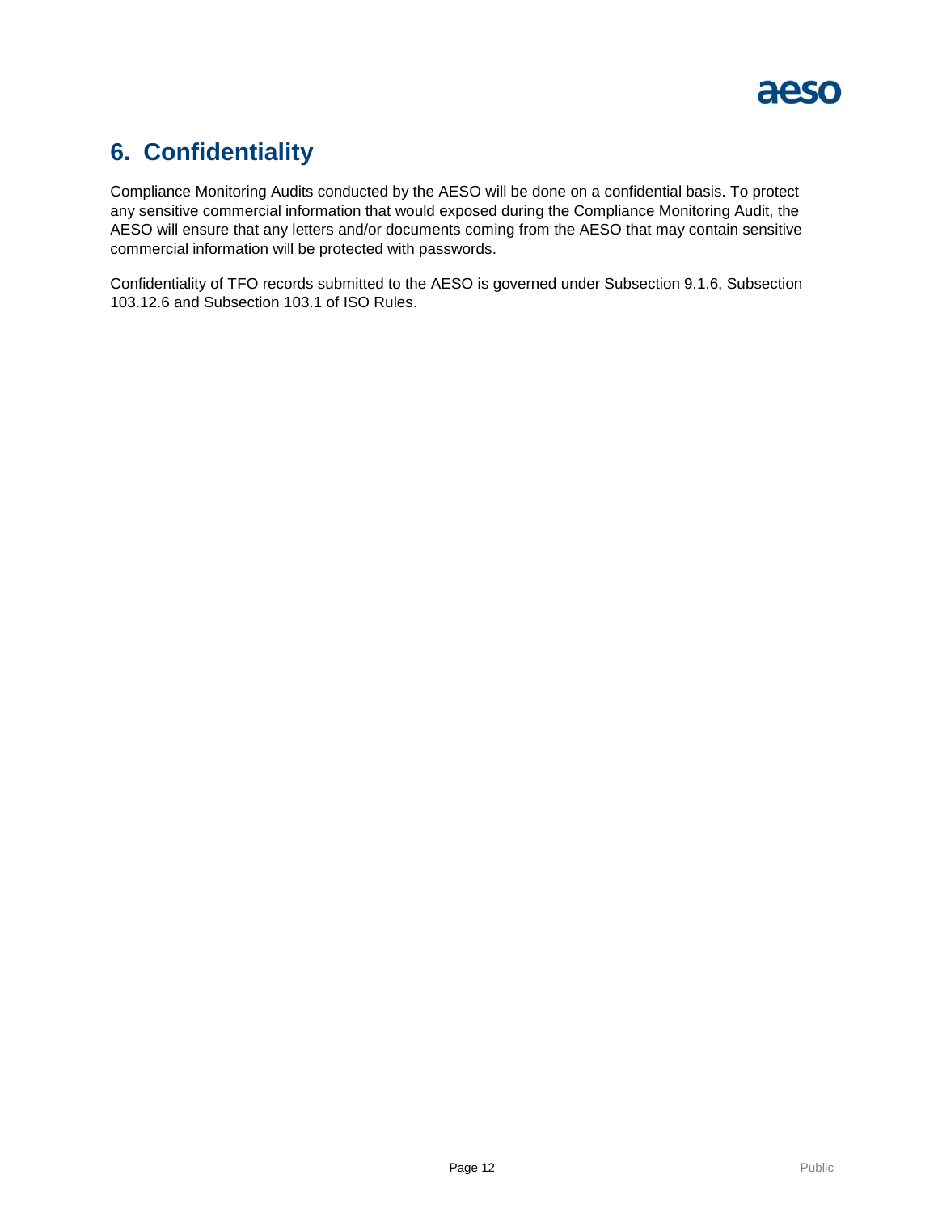# 6. Confidentiality

Compliance Monitoring Audits conducted by the AESO will be done on a confidential basis. To protect any sensitive commercial information that would exposed during the Compliance Monitoring Audit, the AESO will ensure that any letters and/or documents coming from the AESO that may contain sensitive commercial information will be protected with passwords.

Confidentiality of TFO records submitted to the AESO is governed under Subsection 9.1.6, Subsection 103.12.6 and Subsection 103.1 of ISO Rules.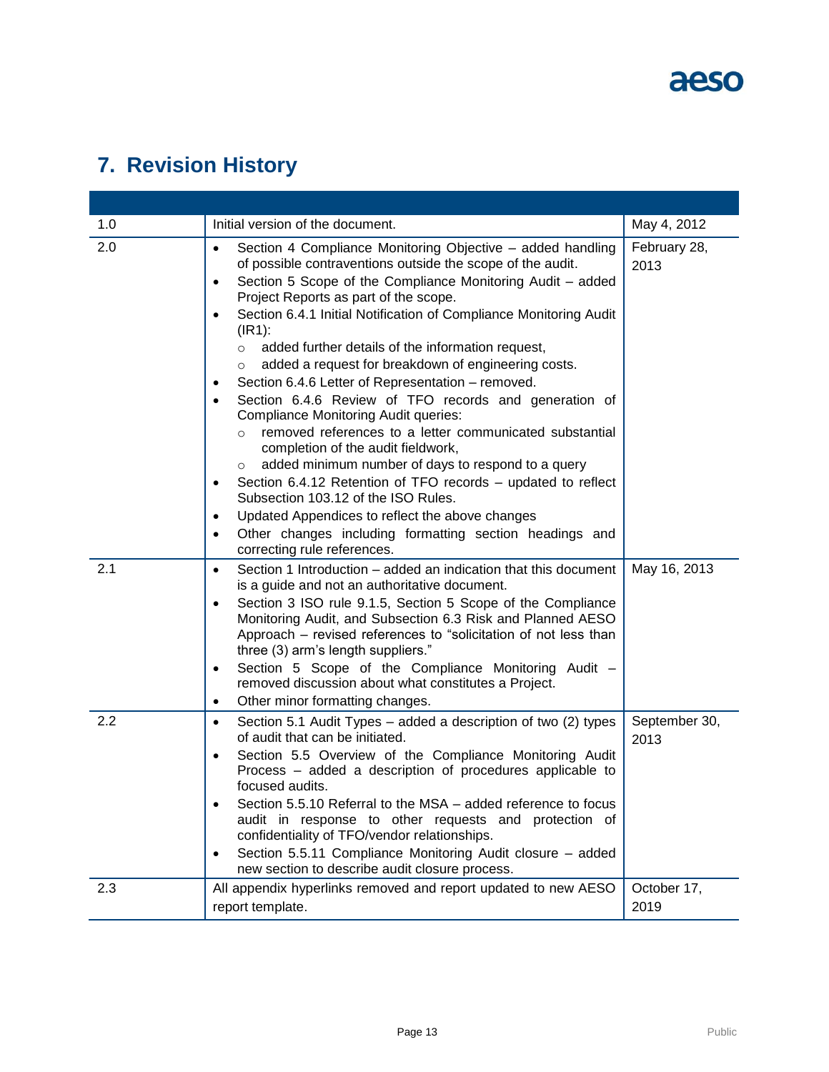# 7. Revision History

| | | |
|---|---|---|
| 1.0 | Initial version of the document. | May 4, 2012 |
| 2.0 | • Section 4 Compliance Monitoring Objective – added handling of possible contraventions outside the scope of the audit.<br>• Section 5 Scope of the Compliance Monitoring Audit – added Project Reports as part of the scope.<br>• Section 6.4.1 Initial Notification of Compliance Monitoring Audit (IR1):<br>  ○ added further details of the information request,<br>  ○ added a request for breakdown of engineering costs.<br>• Section 6.4.6 Letter of Representation – removed.<br>• Section 6.4.6 Review of TFO records and generation of Compliance Monitoring Audit queries:<br>  ○ removed references to a letter communicated substantial completion of the audit fieldwork,<br>  ○ added minimum number of days to respond to a query<br>• Section 6.4.12 Retention of TFO records – updated to reflect Subsection 103.12 of the ISO Rules.<br>• Updated Appendices to reflect the above changes<br>• Other changes including formatting section headings and correcting rule references. | February 28, 2013 |
| 2.1 | • Section 1 Introduction – added an indication that this document is a guide and not an authoritative document.<br>• Section 3 ISO rule 9.1.5, Section 5 Scope of the Compliance Monitoring Audit, and Subsection 6.3 Risk and Planned AESO Approach – revised references to "solicitation of not less than three (3) arm's length suppliers."<br>• Section 5 Scope of the Compliance Monitoring Audit – removed discussion about what constitutes a Project.<br>• Other minor formatting changes. | May 16, 2013 |
| 2.2 | • Section 5.1 Audit Types – added a description of two (2) types of audit that can be initiated.<br>• Section 5.5 Overview of the Compliance Monitoring Audit Process – added a description of procedures applicable to focused audits.<br>• Section 5.5.10 Referral to the MSA – added reference to focus audit in response to other requests and protection of confidentiality of TFO/vendor relationships.<br>• Section 5.5.11 Compliance Monitoring Audit closure – added new section to describe audit closure process. | September 30, 2013 |
| 2.3 | All appendix hyperlinks removed and report updated to new AESO report template. | October 17, 2019 |